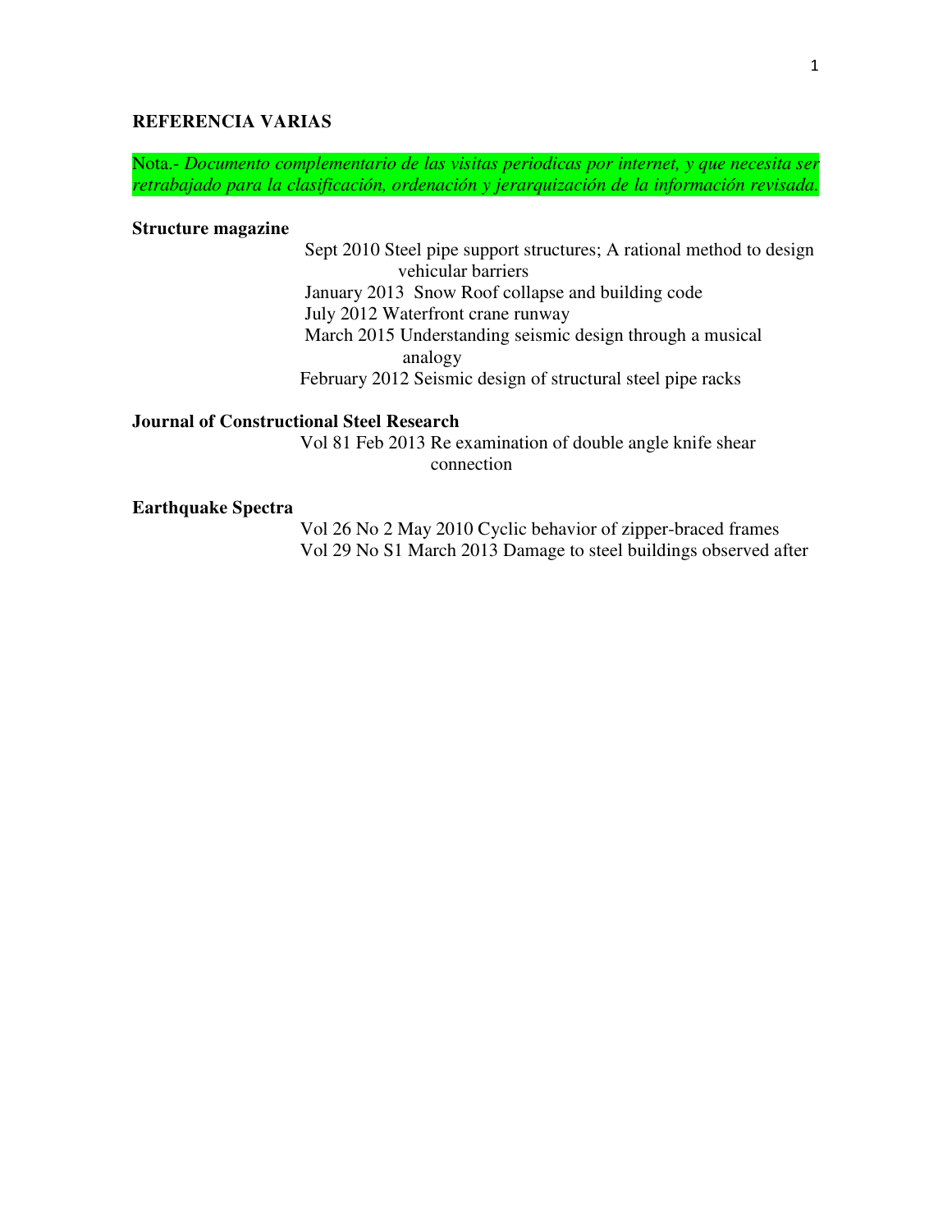## REFERENCIA VARIAS

Nota.- *Documento complementario de las visitas periodicas por internet, y que necesita ser retrabajado para la clasificación, ordenación y jerarquización de la información revisada.*

**Structure magazine**

- Sept 2010 Steel pipe support structures; A rational method to design vehicular barriers
- January 2013 Snow Roof collapse and building code
- July 2012 Waterfront crane runway
- March 2015 Understanding seismic design through a musical analogy
- February 2012 Seismic design of structural steel pipe racks

**Journal of Constructional Steel Research**

- Vol 81 Feb 2013 Re examination of double angle knife shear connection

**Earthquake Spectra**

- Vol 26 No 2 May 2010 Cyclic behavior of zipper-braced frames
- Vol 29 No S1 March 2013 Damage to steel buildings observed after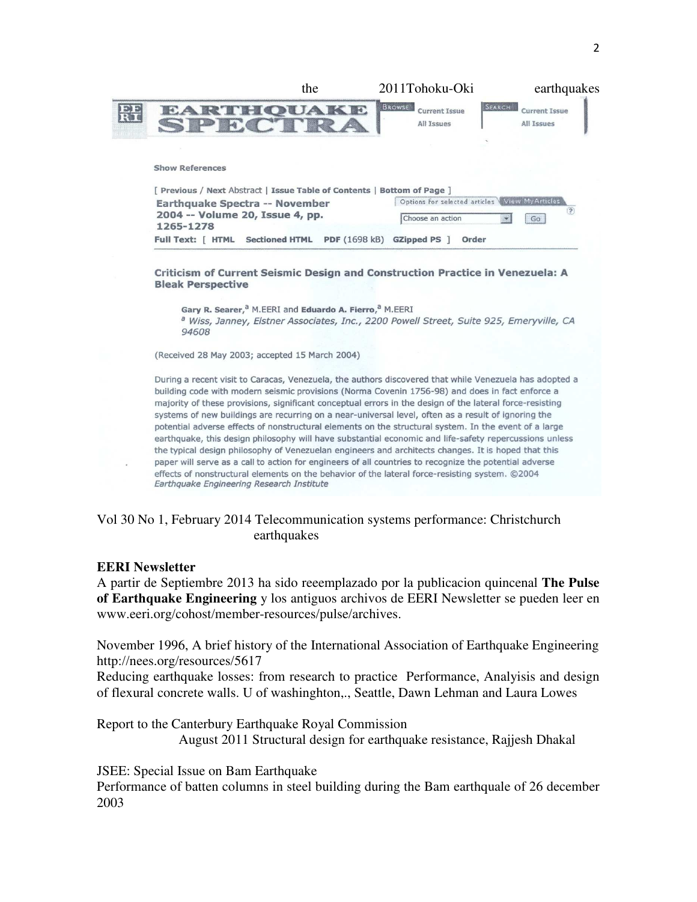the 2011Tohoku-Oki earthquakes

EARTHQUAKE SPECTRA | Browse: Current Issue, All Issues | Search: Current Issue, All Issues

Show References

[ Previous / Next Abstract | Issue Table of Contents | Bottom of Page ]

Earthquake Spectra -- November 2004 -- Volume 20, Issue 4, pp. 1265-1278

Options for selected articles | View My Articles

Choose an action | Go

Full Text: [ HTML Sectioned HTML PDF (1698 kB) GZipped PS ] Order

**Criticism of Current Seismic Design and Construction Practice in Venezuela: A Bleak Perspective**

**Gary R. Searer**,[a] M.EERI and **Eduardo A. Fierro**,[a] M.EERI

[a] *Wiss, Janney, Elstner Associates, Inc., 2200 Powell Street, Suite 925, Emeryville, CA 94608*

(Received 28 May 2003; accepted 15 March 2004)

During a recent visit to Caracas, Venezuela, the authors discovered that while Venezuela has adopted a building code with modern seismic provisions (Norma Covenin 1756-98) and does in fact enforce a majority of these provisions, significant conceptual errors in the design of the lateral force-resisting systems of new buildings are recurring on a near-universal level, often as a result of ignoring the potential adverse effects of nonstructural elements on the structural system. In the event of a large earthquake, this design philosophy will have substantial economic and life-safety repercussions unless the typical design philosophy of Venezuelan engineers and architects changes. It is hoped that this paper will serve as a call to action for engineers of all countries to recognize the potential adverse effects of nonstructural elements on the behavior of the lateral force-resisting system. ©2004 *Earthquake Engineering Research Institute*

Vol 30 No 1, February 2014 Telecommunication systems performance: Christchurch earthquakes

**EERI Newsletter**

A partir de Septiembre 2013 ha sido reeemplazado por la publicacion quincenal **The Pulse of Earthquake Engineering** y los antiguos archivos de EERI Newsletter se pueden leer en www.eeri.org/cohost/member-resources/pulse/archives.

November 1996, A brief history of the International Association of Earthquake Engineering http://nees.org/resources/5617

Reducing earthquake losses: from research to practice Performance, Analyisis and design of flexural concrete walls. U of washinghton,., Seattle, Dawn Lehman and Laura Lowes

Report to the Canterbury Earthquake Royal Commission

August 2011 Structural design for earthquake resistance, Rajjesh Dhakal

JSEE: Special Issue on Bam Earthquake

Performance of batten columns in steel building during the Bam earthquale of 26 december 2003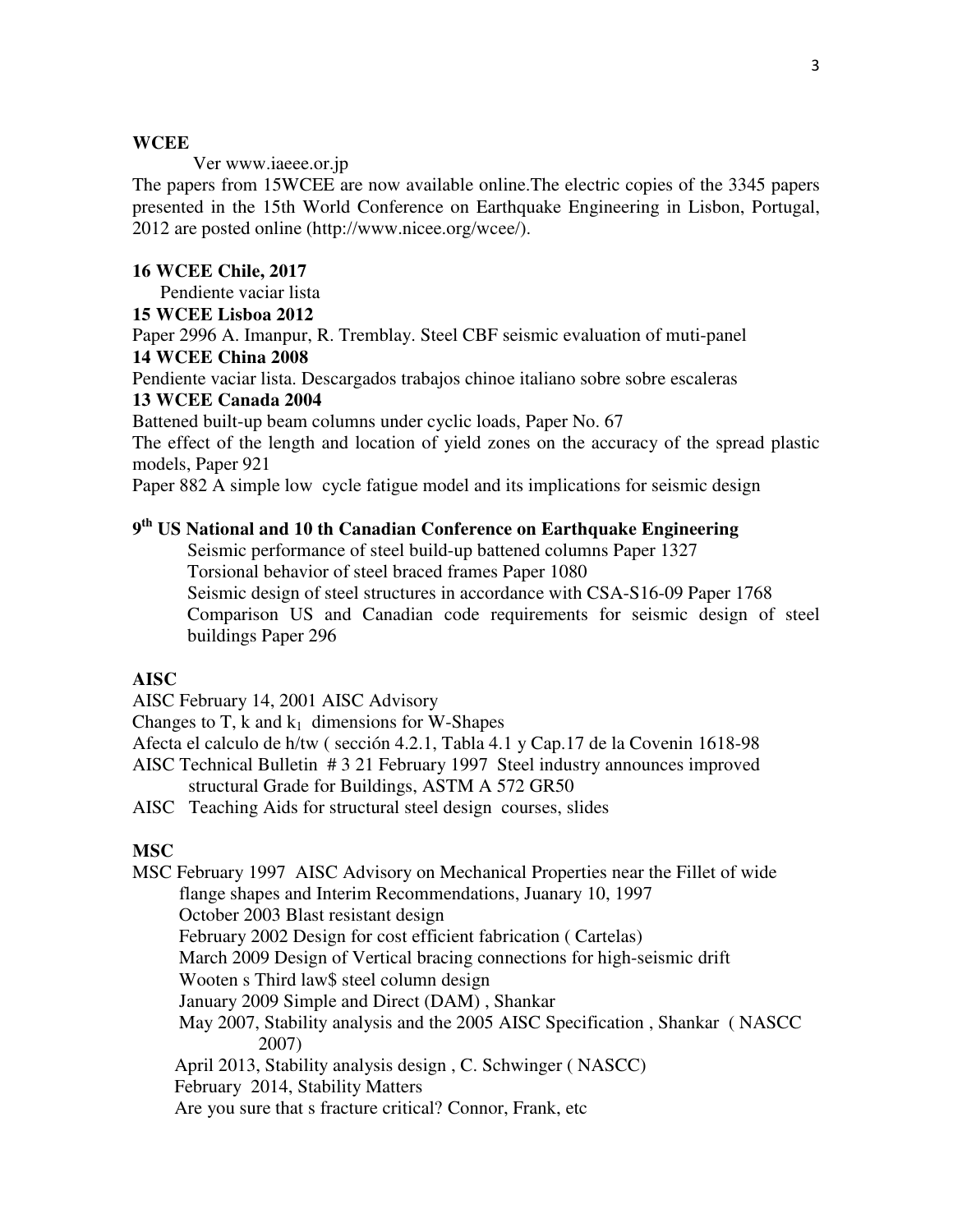**WCEE**

Ver www.iaeee.or.jp

The papers from 15WCEE are now available online.The electric copies of the 3345 papers presented in the 15th World Conference on Earthquake Engineering in Lisbon, Portugal, 2012 are posted online (http://www.nicee.org/wcee/).

**16 WCEE Chile, 2017**

Pendiente vaciar lista

**15 WCEE Lisboa 2012**

Paper 2996 A. Imanpur, R. Tremblay. Steel CBF seismic evaluation of muti-panel

**14 WCEE China 2008**

Pendiente vaciar lista. Descargados trabajos chinoe italiano sobre sobre escaleras

**13 WCEE Canada 2004**

Battened built-up beam columns under cyclic loads, Paper No. 67

The effect of the length and location of yield zones on the accuracy of the spread plastic models, Paper 921

Paper 882 A simple low cycle fatigue model and its implications for seismic design

**9th US National and 10 th Canadian Conference on Earthquake Engineering**

Seismic performance of steel build-up battened columns Paper 1327
Torsional behavior of steel braced frames Paper 1080
Seismic design of steel structures in accordance with CSA-S16-09 Paper 1768
Comparison US and Canadian code requirements for seismic design of steel buildings Paper 296

**AISC**

AISC February 14, 2001 AISC Advisory

Changes to T, k and $k_1$ dimensions for W-Shapes

Afecta el calculo de h/tw ( sección 4.2.1, Tabla 4.1 y Cap.17 de la Covenin 1618-98

AISC Technical Bulletin # 3 21 February 1997 Steel industry announces improved structural Grade for Buildings, ASTM A 572 GR50

AISC Teaching Aids for structural steel design courses, slides

**MSC**

MSC February 1997 AISC Advisory on Mechanical Properties near the Fillet of wide flange shapes and Interim Recommendations, Juanary 10, 1997
October 2003 Blast resistant design
February 2002 Design for cost efficient fabrication ( Cartelas)
March 2009 Design of Vertical bracing connections for high-seismic drift
Wooten s Third law$ steel column design
January 2009 Simple and Direct (DAM) , Shankar
May 2007, Stability analysis and the 2005 AISC Specification , Shankar ( NASCC 2007)
April 2013, Stability analysis design , C. Schwinger ( NASCC)
February 2014, Stability Matters
Are you sure that s fracture critical? Connor, Frank, etc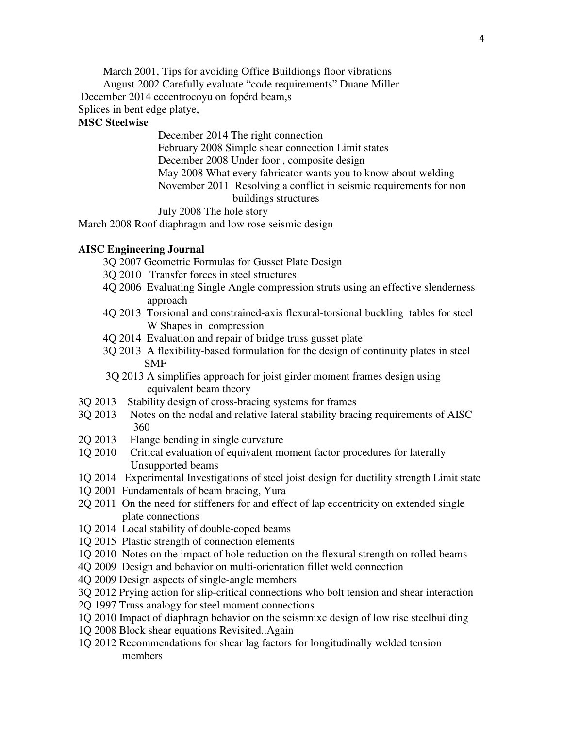March 2001, Tips for avoiding Office Buildiongs floor vibrations

August 2002 Carefully evaluate "code requirements" Duane Miller

December 2014 eccentrocoyu on fopérd beam,s

Splices in bent edge platye,

**MSC Steelwise**

December 2014 The right connection

February 2008 Simple shear connection Limit states

December 2008 Under foor , composite design

May 2008 What every fabricator wants you to know about welding

November 2011 Resolving a conflict in seismic requirements for non buildings structures

July 2008 The hole story

March 2008 Roof diaphragm and low rose seismic design

**AISC Engineering Journal**

3Q 2007 Geometric Formulas for Gusset Plate Design

3Q 2010 Transfer forces in steel structures

4Q 2006 Evaluating Single Angle compression struts using an effective slenderness approach

4Q 2013 Torsional and constrained-axis flexural-torsional buckling tables for steel W Shapes in compression

4Q 2014 Evaluation and repair of bridge truss gusset plate

3Q 2013 A flexibility-based formulation for the design of continuity plates in steel SMF

3Q 2013 A simplifies approach for joist girder moment frames design using equivalent beam theory

3Q 2013 Stability design of cross-bracing systems for frames

3Q 2013 Notes on the nodal and relative lateral stability bracing requirements of AISC 360

2Q 2013 Flange bending in single curvature

1Q 2010 Critical evaluation of equivalent moment factor procedures for laterally Unsupported beams

1Q 2014 Experimental Investigations of steel joist design for ductility strength Limit state

1Q 2001 Fundamentals of beam bracing, Yura

2Q 2011 On the need for stiffeners for and effect of lap eccentricity on extended single plate connections

1Q 2014 Local stability of double-coped beams

1Q 2015 Plastic strength of connection elements

1Q 2010 Notes on the impact of hole reduction on the flexural strength on rolled beams

4Q 2009 Design and behavior on multi-orientation fillet weld connection

4Q 2009 Design aspects of single-angle members

3Q 2012 Prying action for slip-critical connections who bolt tension and shear interaction

2Q 1997 Truss analogy for steel moment connections

1Q 2010 Impact of diaphragn behavior on the seismnixc design of low rise steelbuilding

1Q 2008 Block shear equations Revisited..Again

1Q 2012 Recommendations for shear lag factors for longitudinally welded tension members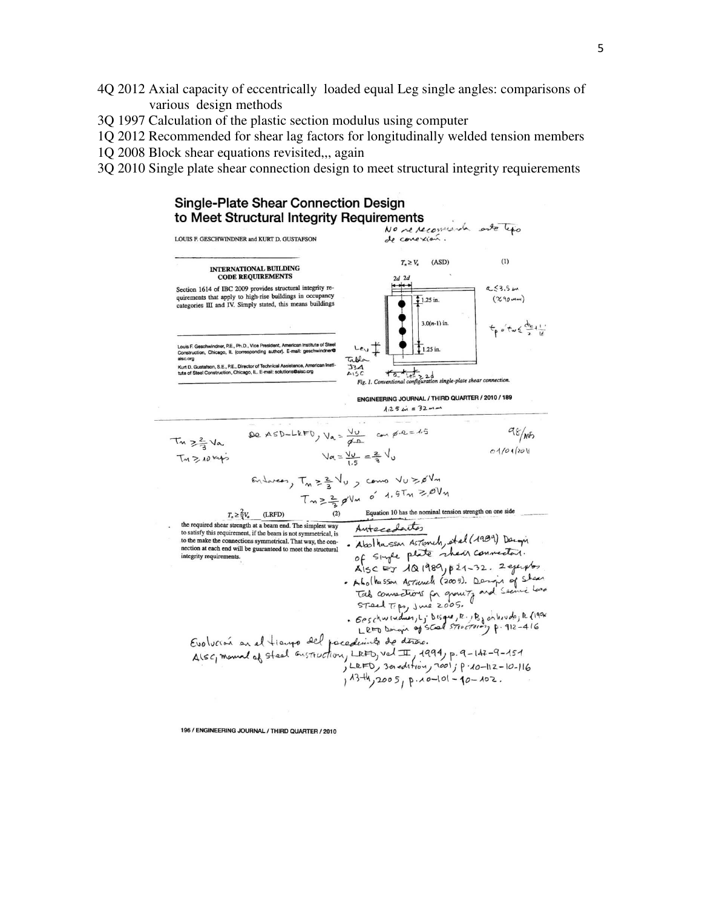4Q 2012 Axial capacity of eccentrically loaded equal Leg single angles: comparisons of various design methods

3Q 1997 Calculation of the plastic section modulus using computer

1Q 2012 Recommended for shear lag factors for longitudinally welded tension members

1Q 2008 Block shear equations revisited,,, again

3Q 2010 Single plate shear connection design to meet structural integrity requierements

## Single-Plate Shear Connection Design to Meet Structural Integrity Requirements

No se recomienda este tipo de conexión.

LOUIS F. GESCHWINDNER and KURT D. GUSTAFSON

### INTERNATIONAL BUILDING CODE REQUIREMENTS

Section 1614 of IBC 2009 provides structural integrity requirements that apply to high-rise buildings in occupancy categories III and IV. Simply stated, this means buildings

Louis F. Geschwindner, P.E., Ph.D., Vice President, American Institute of Steel Construction, Chicago, IL (corresponding author). E-mail: geschwindner@aisc.org

Kurt D. Gustafson, S.E., P.E., Director of Technical Assistance, American Institute of Steel Construction, Chicago, IL. E-mail: solutions@aisc.org

$$T_n \geq V_a \quad \text{(ASD)} \qquad (1)$$

2d 2d

1.25 in.

3.0(n-1) in.

1.25 in.

$a \leq 3.5$ in (≈90 mm)

$t_p$ ó $t_w \leq \frac{d_b}{2} + \frac{1}{16}$

$L_{ev}$ Tabla J3.4 AISC

$L_{eh} \geq 2d$

Fig. 1. Conventional configuration single-plate shear connection.

ENGINEERING JOURNAL / THIRD QUARTER / 2010 / 189

1.25 in = 32 mm

$T_n \geq \frac{2}{3} V_a$

$T_n \geq 10$ kips

De ASD-LRFD, $V_a = \frac{V_u}{\phi \cdot \Omega}$ con $\phi \cdot \Omega = 1.5$

$V_a = \frac{V_u}{1.5} = \frac{2}{3} V_u$

98/105

01/01/2011

Entonces, $T_n \geq \frac{2}{3} V_u$, como $V_u \geq \phi V_n$

$T_n \geq \frac{2}{3} \phi V_n$ ó $1.5 T_n \geq \phi V_n$

$$T_n \geq \frac{2}{3} V_u \quad \text{(LRFD)} \qquad (2)$$

the required shear strength at a beam end. The simplest way to satisfy this requirement, if the beam is not symmetrical, is to the make the connections symmetrical. That way, the connection at each end will be guaranteed to meet the structural integrity requirements.

Equation 10 has the nominal tension strength on one side

Antecedentes

- Abolhassan Astaneh, et al (1989) Design of single plate shear connections. AISC EJ 1Q 1989, p 21-32. 2 ejemplos
- Abolhassan Astaneh (2005). Design of Shear Tab connections for gravity and Seismic Loads. Steel Tips, June 2005.
- Geschwindner, L; Disque, R.; Bjorhovde, R (1994) LRFD Design of Steel Structures p. 412-416

Evolución en el tiempo del procedimiento de diseño.

AISC, Manual of Steel Construction, LRFD, Vol II, 1994, p. 9-147-9-151, LRFD, 3a edition, 2001; p. 10-112-10-116, 13-th, 2005, p. 10-101 - 10-102.

196 / ENGINEERING JOURNAL / THIRD QUARTER / 2010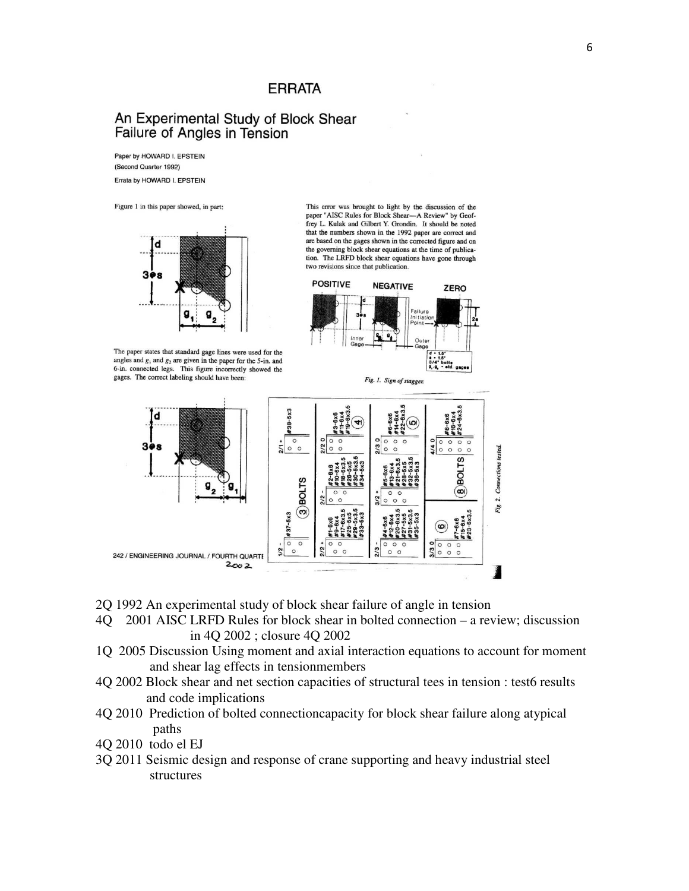## ERRATA

## An Experimental Study of Block Shear Failure of Angles in Tension

Paper by HOWARD I. EPSTEIN
(Second Quarter 1992)
Errata by HOWARD I. EPSTEIN

Figure 1 in this paper showed, in part:

The paper states that standard gage lines were used for the angles and $g_1$ and $g_2$ are given in the paper for the 5-in. and 6-in. connected legs. This figure incorrectly showed the gages. The correct labeling should have been:

This error was brought to light by the discussion of the paper "AISC Rules for Block Shear—A Review" by Geoffrey L. Kulak and Gilbert Y. Grondin. It should be noted that the numbers shown in the 1992 paper are correct and are based on the gages shown in the corrected figure and on the governing block shear equations at the time of publication. The LRFD block shear equations have gone through two revisions since that publication.

Fig. 1. Sign of stagger.

Fig. 2. Connections tested.

242 / ENGINEERING JOURNAL / FOURTH QUARTER 2002

2Q 1992 An experimental study of block shear failure of angle in tension

4Q 2001 AISC LRFD Rules for block shear in bolted connection – a review; discussion in 4Q 2002 ; closure 4Q 2002

1Q 2005 Discussion Using moment and axial interaction equations to account for moment and shear lag effects in tensionmembers

4Q 2002 Block shear and net section capacities of structural tees in tension : test6 results and code implications

4Q 2010 Prediction of bolted connectioncapacity for block shear failure along atypical paths

4Q 2010 todo el EJ

3Q 2011 Seismic design and response of crane supporting and heavy industrial steel structures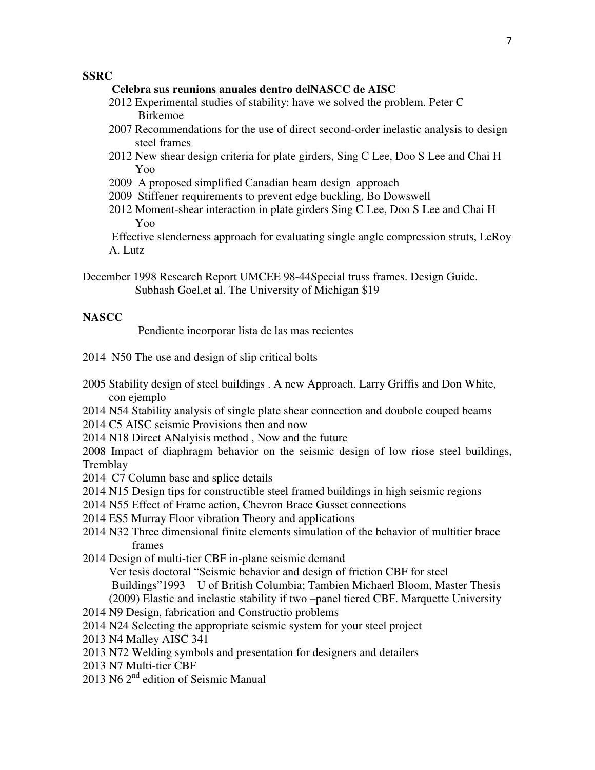**SSRC**

**Celebra sus reunions anuales dentro delNASCC de AISC**

2012 Experimental studies of stability: have we solved the problem. Peter C Birkemoe

2007 Recommendations for the use of direct second-order inelastic analysis to design steel frames

2012 New shear design criteria for plate girders, Sing C Lee, Doo S Lee and Chai H Yoo

2009 A proposed simplified Canadian beam design approach

2009 Stiffener requirements to prevent edge buckling, Bo Dowswell

2012 Moment-shear interaction in plate girders Sing C Lee, Doo S Lee and Chai H Yoo

Effective slenderness approach for evaluating single angle compression struts, LeRoy A. Lutz

December 1998 Research Report UMCEE 98-44Special truss frames. Design Guide. Subhash Goel,et al. The University of Michigan $19

**NASCC**

Pendiente incorporar lista de las mas recientes

2014 N50 The use and design of slip critical bolts

2005 Stability design of steel buildings . A new Approach. Larry Griffis and Don White, con ejemplo

2014 N54 Stability analysis of single plate shear connection and doubole couped beams

2014 C5 AISC seismic Provisions then and now

2014 N18 Direct ANalyisis method , Now and the future

2008 Impact of diaphragm behavior on the seismic design of low riose steel buildings, Tremblay

2014 C7 Column base and splice details

2014 N15 Design tips for constructible steel framed buildings in high seismic regions

2014 N55 Effect of Frame action, Chevron Brace Gusset connections

2014 ES5 Murray Floor vibration Theory and applications

2014 N32 Three dimensional finite elements simulation of the behavior of multitier brace frames

2014 Design of multi-tier CBF in-plane seismic demand
Ver tesis doctoral "Seismic behavior and design of friction CBF for steel Buildings"1993 U of British Columbia; Tambien Michaerl Bloom, Master Thesis (2009) Elastic and inelastic stability if two –panel tiered CBF. Marquette University

2014 N9 Design, fabrication and Constructio problems

2014 N24 Selecting the appropriate seismic system for your steel project

2013 N4 Malley AISC 341

2013 N72 Welding symbols and presentation for designers and detailers

2013 N7 Multi-tier CBF

2013 N6 2nd edition of Seismic Manual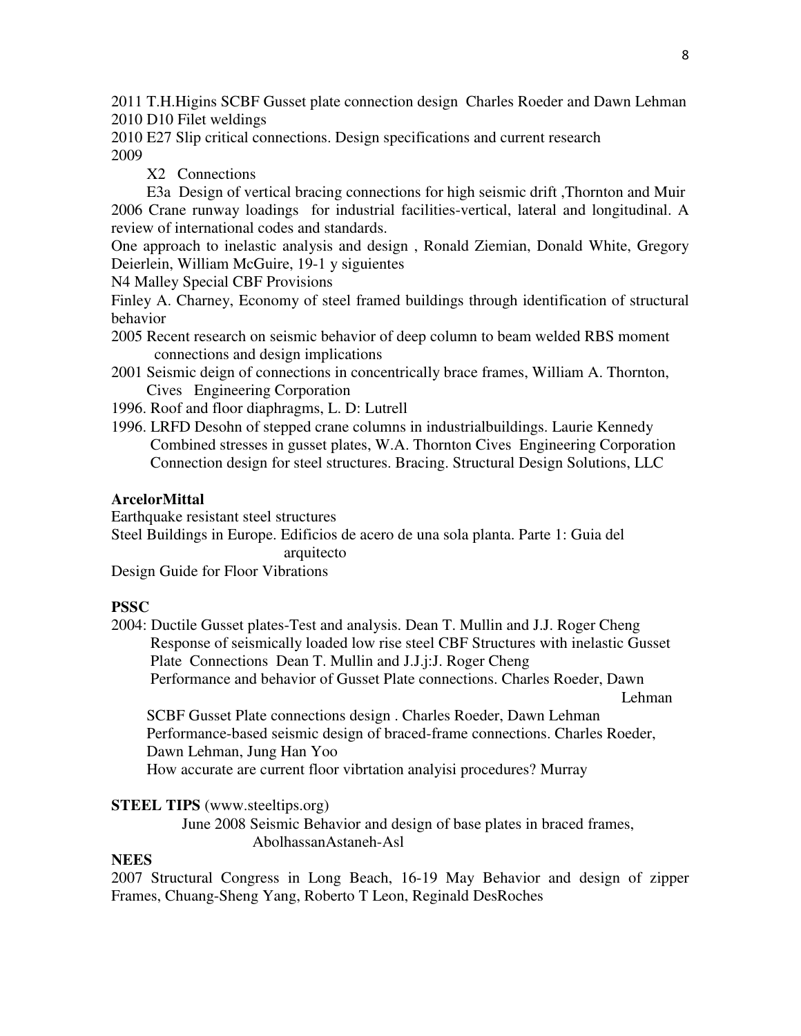2011 T.H.Higins SCBF Gusset plate connection design Charles Roeder and Dawn Lehman
2010 D10 Filet weldings
2010 E27 Slip critical connections. Design specifications and current research
2009

X2 Connections

E3a Design of vertical bracing connections for high seismic drift ,Thornton and Muir

2006 Crane runway loadings for industrial facilities-vertical, lateral and longitudinal. A review of international codes and standards.

One approach to inelastic analysis and design , Ronald Ziemian, Donald White, Gregory Deierlein, William McGuire, 19-1 y siguientes

N4 Malley Special CBF Provisions

Finley A. Charney, Economy of steel framed buildings through identification of structural behavior

2005 Recent research on seismic behavior of deep column to beam welded RBS moment connections and design implications

2001 Seismic deign of connections in concentrically brace frames, William A. Thornton, Cives Engineering Corporation

1996. Roof and floor diaphragms, L. D: Lutrell

1996. LRFD Desohn of stepped crane columns in industrialbuildings. Laurie Kennedy
Combined stresses in gusset plates, W.A. Thornton Cives Engineering Corporation
Connection design for steel structures. Bracing. Structural Design Solutions, LLC

**ArcelorMittal**

Earthquake resistant steel structures
Steel Buildings in Europe. Edificios de acero de una sola planta. Parte 1: Guia del arquitecto
Design Guide for Floor Vibrations

**PSSC**

2004: Ductile Gusset plates-Test and analysis. Dean T. Mullin and J.J. Roger Cheng
Response of seismically loaded low rise steel CBF Structures with inelastic Gusset Plate Connections Dean T. Mullin and J.J.j:J. Roger Cheng
Performance and behavior of Gusset Plate connections. Charles Roeder, Dawn Lehman
SCBF Gusset Plate connections design . Charles Roeder, Dawn Lehman
Performance-based seismic design of braced-frame connections. Charles Roeder, Dawn Lehman, Jung Han Yoo
How accurate are current floor vibrtation analyisi procedures? Murray

**STEEL TIPS** (www.steeltips.org)

June 2008 Seismic Behavior and design of base plates in braced frames, AbolhassanAstaneh-Asl

**NEES**

2007 Structural Congress in Long Beach, 16-19 May Behavior and design of zipper Frames, Chuang-Sheng Yang, Roberto T Leon, Reginald DesRoches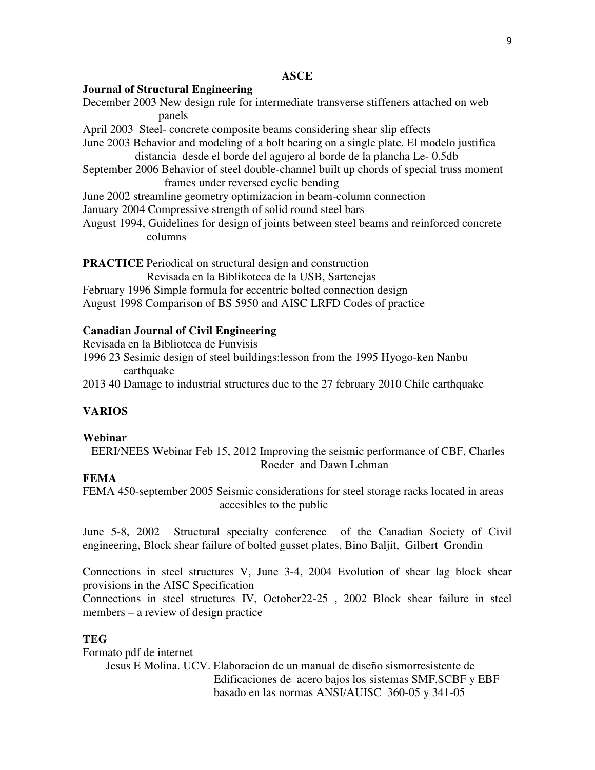**ASCE**

**Journal of Structural Engineering**

December 2003 New design rule for intermediate transverse stiffeners attached on web panels

April 2003 Steel- concrete composite beams considering shear slip effects

June 2003 Behavior and modeling of a bolt bearing on a single plate. El modelo justifica distancia desde el borde del agujero al borde de la plancha Le- 0.5db

September 2006 Behavior of steel double-channel built up chords of special truss moment frames under reversed cyclic bending

June 2002 streamline geometry optimizacion in beam-column connection

January 2004 Compressive strength of solid round steel bars

August 1994, Guidelines for design of joints between steel beams and reinforced concrete columns

**PRACTICE** Periodical on structural design and construction
Revisada en la Biblikoteca de la USB, Sartenejas

February 1996 Simple formula for eccentric bolted connection design

August 1998 Comparison of BS 5950 and AISC LRFD Codes of practice

**Canadian Journal of Civil Engineering**

Revisada en la Biblioteca de Funvisis

1996 23 Sesimic design of steel buildings:lesson from the 1995 Hyogo-ken Nanbu earthquake

2013 40 Damage to industrial structures due to the 27 february 2010 Chile earthquake

**VARIOS**

**Webinar**

EERI/NEES Webinar Feb 15, 2012 Improving the seismic performance of CBF, Charles Roeder and Dawn Lehman

**FEMA**

FEMA 450-september 2005 Seismic considerations for steel storage racks located in areas accesibles to the public

June 5-8, 2002 Structural specialty conference of the Canadian Society of Civil engineering, Block shear failure of bolted gusset plates, Bino Baljit, Gilbert Grondin

Connections in steel structures V, June 3-4, 2004 Evolution of shear lag block shear provisions in the AISC Specification

Connections in steel structures IV, October22-25 , 2002 Block shear failure in steel members – a review of design practice

**TEG**

Formato pdf de internet

Jesus E Molina. UCV. Elaboracion de un manual de diseño sismorresistente de Edificaciones de acero bajos los sistemas SMF,SCBF y EBF basado en las normas ANSI/AUISC 360-05 y 341-05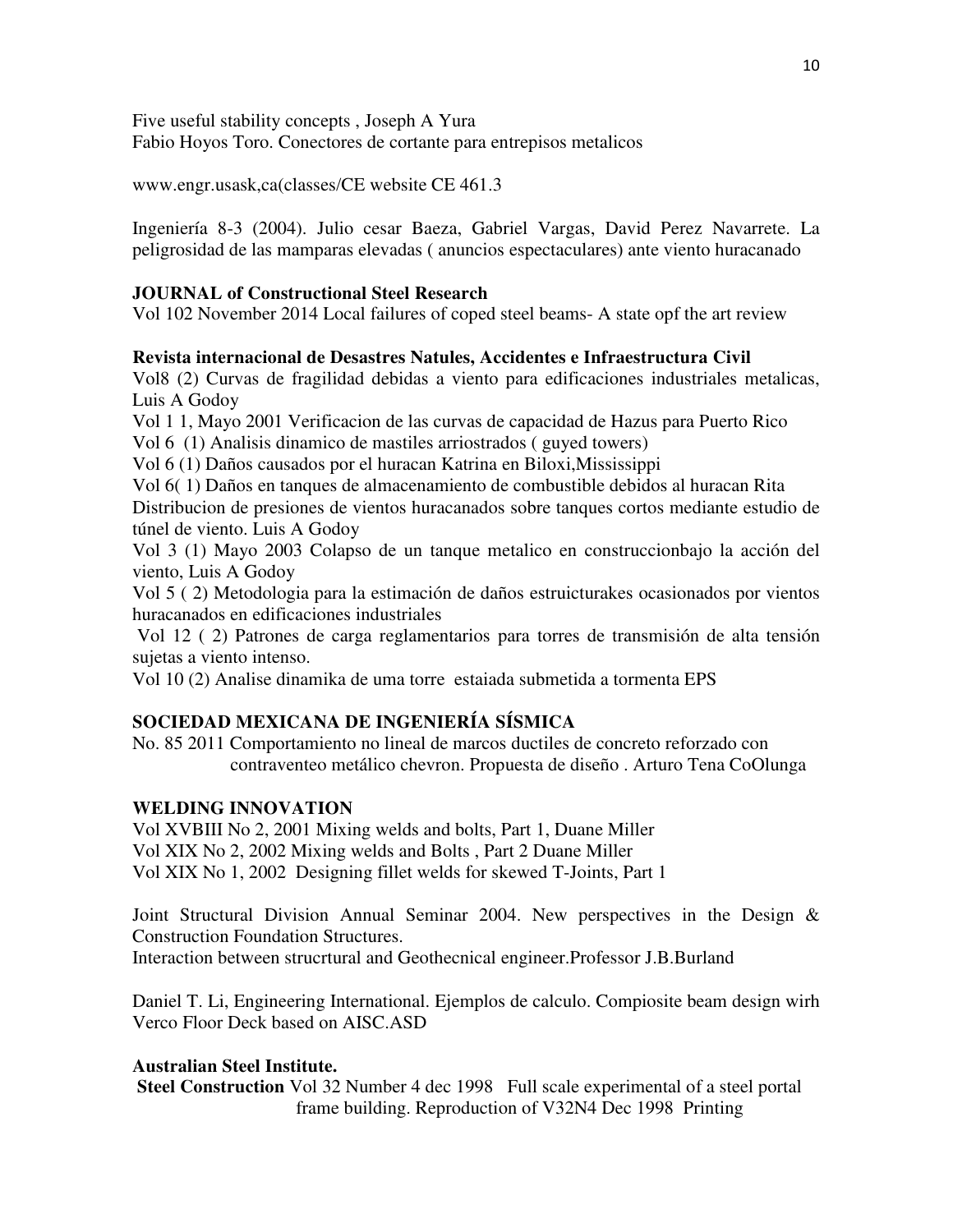Five useful stability concepts , Joseph A Yura
Fabio Hoyos Toro. Conectores de cortante para entrepisos metalicos

www.engr.usask,ca(classes/CE website CE 461.3

Ingeniería 8-3 (2004). Julio cesar Baeza, Gabriel Vargas, David Perez Navarrete. La peligrosidad de las mamparas elevadas ( anuncios espectaculares) ante viento huracanado

**JOURNAL of Constructional Steel Research**
Vol 102 November 2014 Local failures of coped steel beams- A state opf the art review

**Revista internacional de Desastres Natules, Accidentes e Infraestructura Civil**
Vol8 (2) Curvas de fragilidad debidas a viento para edificaciones industriales metalicas, Luis A Godoy
Vol 1 1, Mayo 2001 Verificacion de las curvas de capacidad de Hazus para Puerto Rico
Vol 6 (1) Analisis dinamico de mastiles arriostrados ( guyed towers)
Vol 6 (1) Daños causados por el huracan Katrina en Biloxi,Mississippi
Vol 6( 1) Daños en tanques de almacenamiento de combustible debidos al huracan Rita
Distribucion de presiones de vientos huracanados sobre tanques cortos mediante estudio de túnel de viento. Luis A Godoy
Vol 3 (1) Mayo 2003 Colapso de un tanque metalico en construccionbajo la acción del viento, Luis A Godoy
Vol 5 ( 2) Metodologia para la estimación de daños estruicturakes ocasionados por vientos huracanados en edificaciones industriales
Vol 12 ( 2) Patrones de carga reglamentarios para torres de transmisión de alta tensión sujetas a viento intenso.
Vol 10 (2) Analise dinamika de uma torre estaiada submetida a tormenta EPS

**SOCIEDAD MEXICANA DE INGENIERÍA SÍSMICA**
No. 85 2011 Comportamiento no lineal de marcos ductiles de concreto reforzado con contraventeo metálico chevron. Propuesta de diseño . Arturo Tena CoOlunga

**WELDING INNOVATION**
Vol XVBIII No 2, 2001 Mixing welds and bolts, Part 1, Duane Miller
Vol XIX No 2, 2002 Mixing welds and Bolts , Part 2 Duane Miller
Vol XIX No 1, 2002 Designing fillet welds for skewed T-Joints, Part 1

Joint Structural Division Annual Seminar 2004. New perspectives in the Design & Construction Foundation Structures.
Interaction between strucrtural and Geothecnical engineer.Professor J.B.Burland

Daniel T. Li, Engineering International. Ejemplos de calculo. Compiosite beam design wirh Verco Floor Deck based on AISC.ASD

**Australian Steel Institute.**
**Steel Construction** Vol 32 Number 4 dec 1998 Full scale experimental of a steel portal frame building. Reproduction of V32N4 Dec 1998 Printing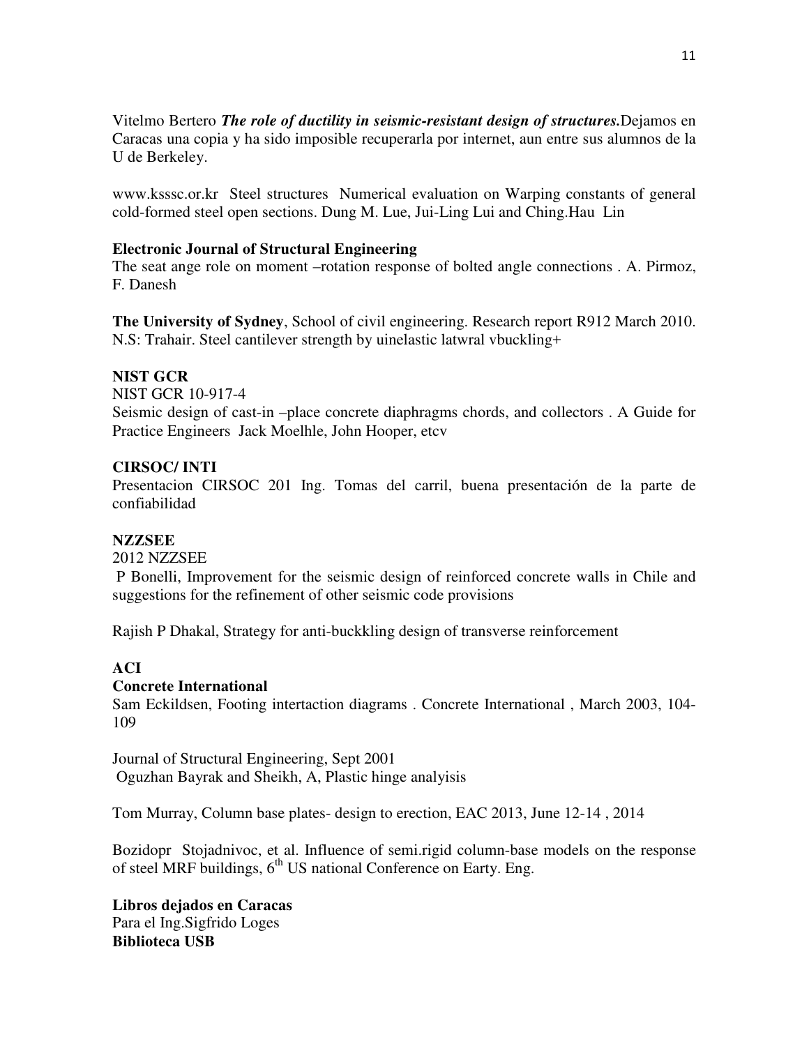Vitelmo Bertero ***The role of ductility in seismic-resistant design of structures.*** Dejamos en Caracas una copia y ha sido imposible recuperarla por internet, aun entre sus alumnos de la U de Berkeley.

www.ksssc.or.kr Steel structures Numerical evaluation on Warping constants of general cold-formed steel open sections. Dung M. Lue, Jui-Ling Lui and Ching.Hau Lin

**Electronic Journal of Structural Engineering**
The seat ange role on moment –rotation response of bolted angle connections . A. Pirmoz, F. Danesh

**The University of Sydney**, School of civil engineering. Research report R912 March 2010. N.S: Trahair. Steel cantilever strength by uinelastic latwral vbuckling+

**NIST GCR**
NIST GCR 10-917-4
Seismic design of cast-in –place concrete diaphragms chords, and collectors . A Guide for Practice Engineers Jack Moelhle, John Hooper, etcv

**CIRSOC/ INTI**
Presentacion CIRSOC 201 Ing. Tomas del carril, buena presentación de la parte de confiabilidad

**NZZSEE**
2012 NZZSEE
P Bonelli, Improvement for the seismic design of reinforced concrete walls in Chile and suggestions for the refinement of other seismic code provisions

Rajish P Dhakal, Strategy for anti-buckkling design of transverse reinforcement

**ACI**
**Concrete International**
Sam Eckildsen, Footing intertaction diagrams . Concrete International , March 2003, 104-109

Journal of Structural Engineering, Sept 2001
Oguzhan Bayrak and Sheikh, A, Plastic hinge analyisis

Tom Murray, Column base plates- design to erection, EAC 2013, June 12-14 , 2014

Bozidopr Stojadnivoc, et al. Influence of semi.rigid column-base models on the response of steel MRF buildings, 6th US national Conference on Earty. Eng.

**Libros dejados en Caracas**
Para el Ing.Sigfrido Loges
**Biblioteca USB**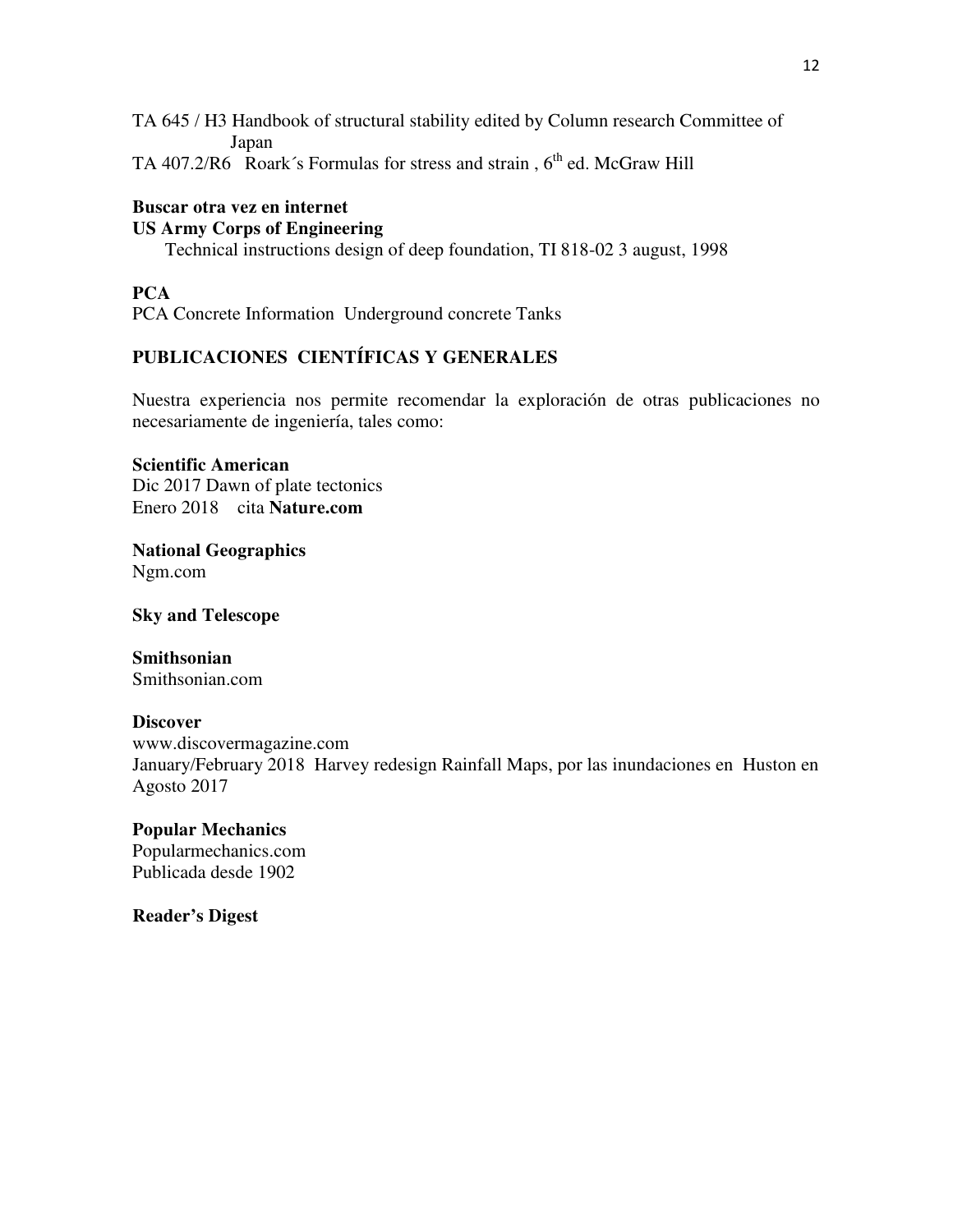TA 645 / H3 Handbook of structural stability edited by Column research Committee of Japan

TA 407.2/R6 Roark´s Formulas for stress and strain , 6th ed. McGraw Hill

**Buscar otra vez en internet**

**US Army Corps of Engineering**

Technical instructions design of deep foundation, TI 818-02 3 august, 1998

**PCA**

PCA Concrete Information Underground concrete Tanks

## PUBLICACIONES CIENTÍFICAS Y GENERALES

Nuestra experiencia nos permite recomendar la exploración de otras publicaciones no necesariamente de ingeniería, tales como:

**Scientific American**

Dic 2017 Dawn of plate tectonics

Enero 2018 cita **Nature.com**

**National Geographics**

Ngm.com

**Sky and Telescope**

**Smithsonian**

Smithsonian.com

**Discover**

www.discovermagazine.com

January/February 2018 Harvey redesign Rainfall Maps, por las inundaciones en Huston en Agosto 2017

**Popular Mechanics**

Popularmechanics.com

Publicada desde 1902

**Reader's Digest**